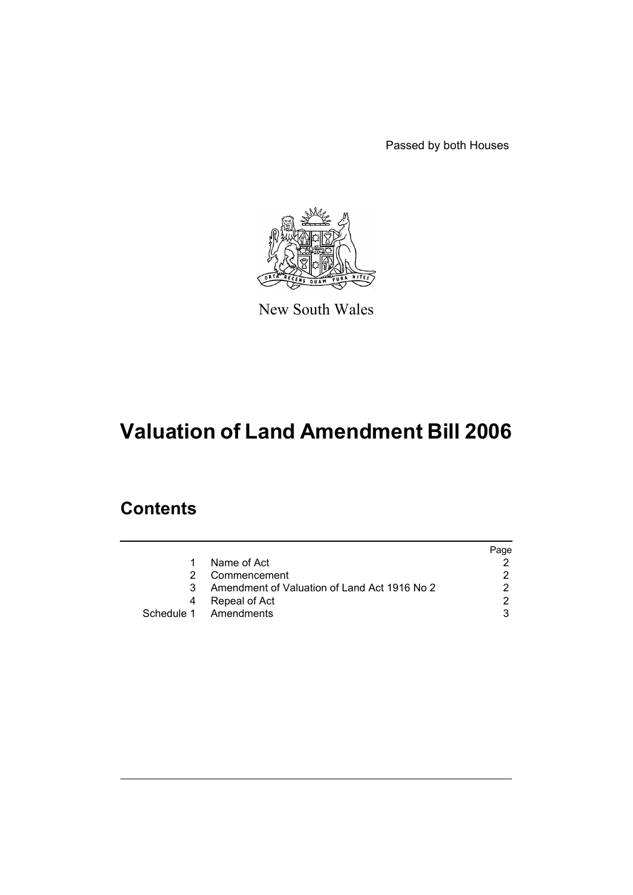Passed by both Houses

New South Wales

# Valuation of Land Amendment Bill 2006

## Contents

| | | Page |
|---|---|---|
| 1 | Name of Act | 2 |
| 2 | Commencement | 2 |
| 3 | Amendment of Valuation of Land Act 1916 No 2 | 2 |
| 4 | Repeal of Act | 2 |
| Schedule 1 | Amendments | 3 |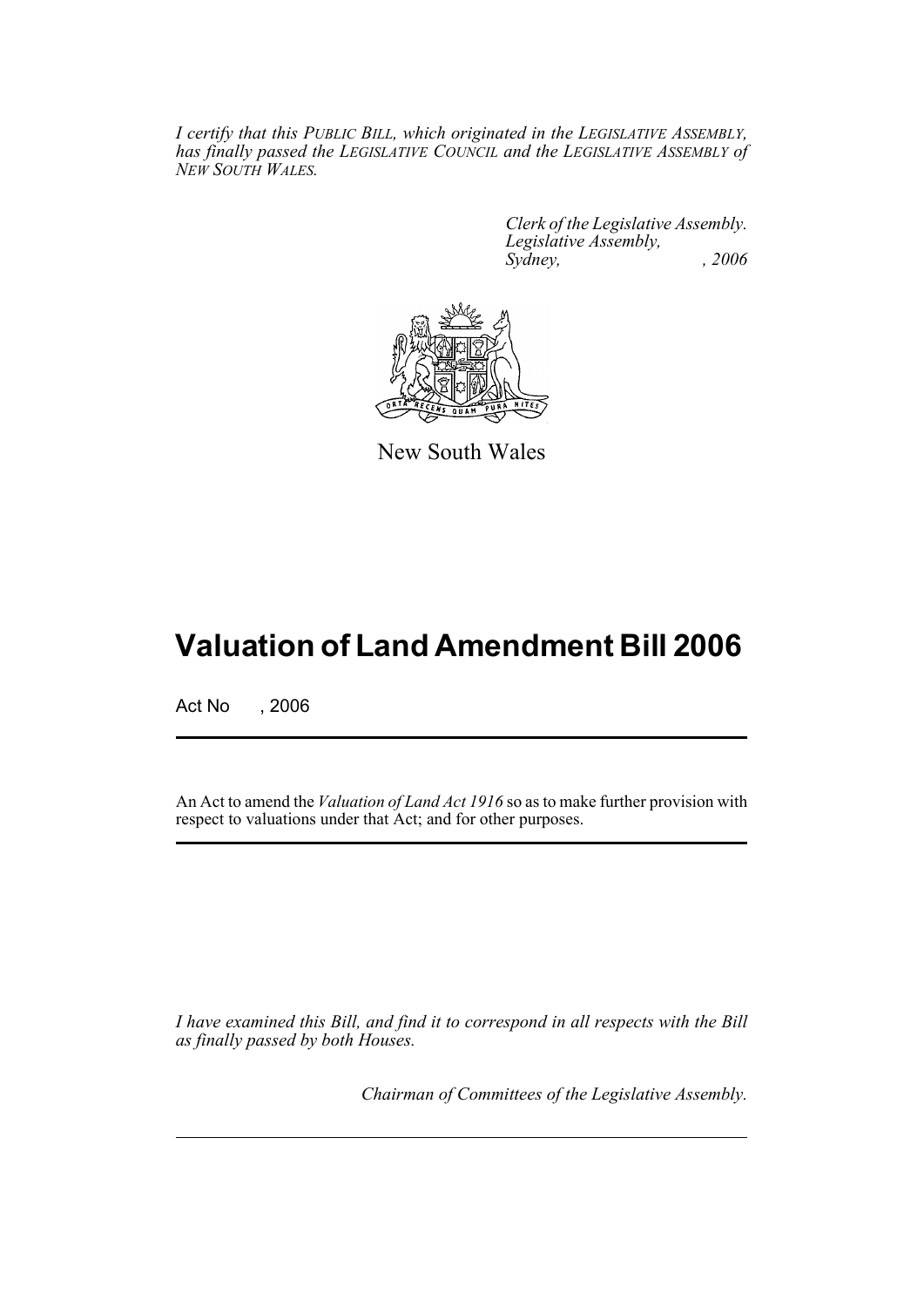*I certify that this PUBLIC BILL, which originated in the LEGISLATIVE ASSEMBLY, has finally passed the LEGISLATIVE COUNCIL and the LEGISLATIVE ASSEMBLY of NEW SOUTH WALES.*

*Clerk of the Legislative Assembly.*
*Legislative Assembly,*
*Sydney, , 2006*

New South Wales

# Valuation of Land Amendment Bill 2006

Act No , 2006

An Act to amend the *Valuation of Land Act 1916* so as to make further provision with respect to valuations under that Act; and for other purposes.

*I have examined this Bill, and find it to correspond in all respects with the Bill as finally passed by both Houses.*

*Chairman of Committees of the Legislative Assembly.*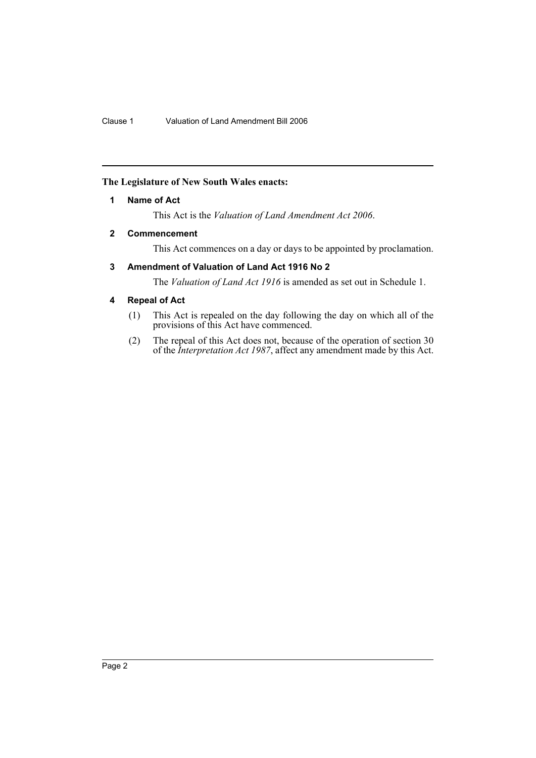**The Legislature of New South Wales enacts:**

## 1 Name of Act

This Act is the *Valuation of Land Amendment Act 2006*.

## 2 Commencement

This Act commences on a day or days to be appointed by proclamation.

## 3 Amendment of Valuation of Land Act 1916 No 2

The *Valuation of Land Act 1916* is amended as set out in Schedule 1.

## 4 Repeal of Act

(1) This Act is repealed on the day following the day on which all of the provisions of this Act have commenced.

(2) The repeal of this Act does not, because of the operation of section 30 of the *Interpretation Act 1987*, affect any amendment made by this Act.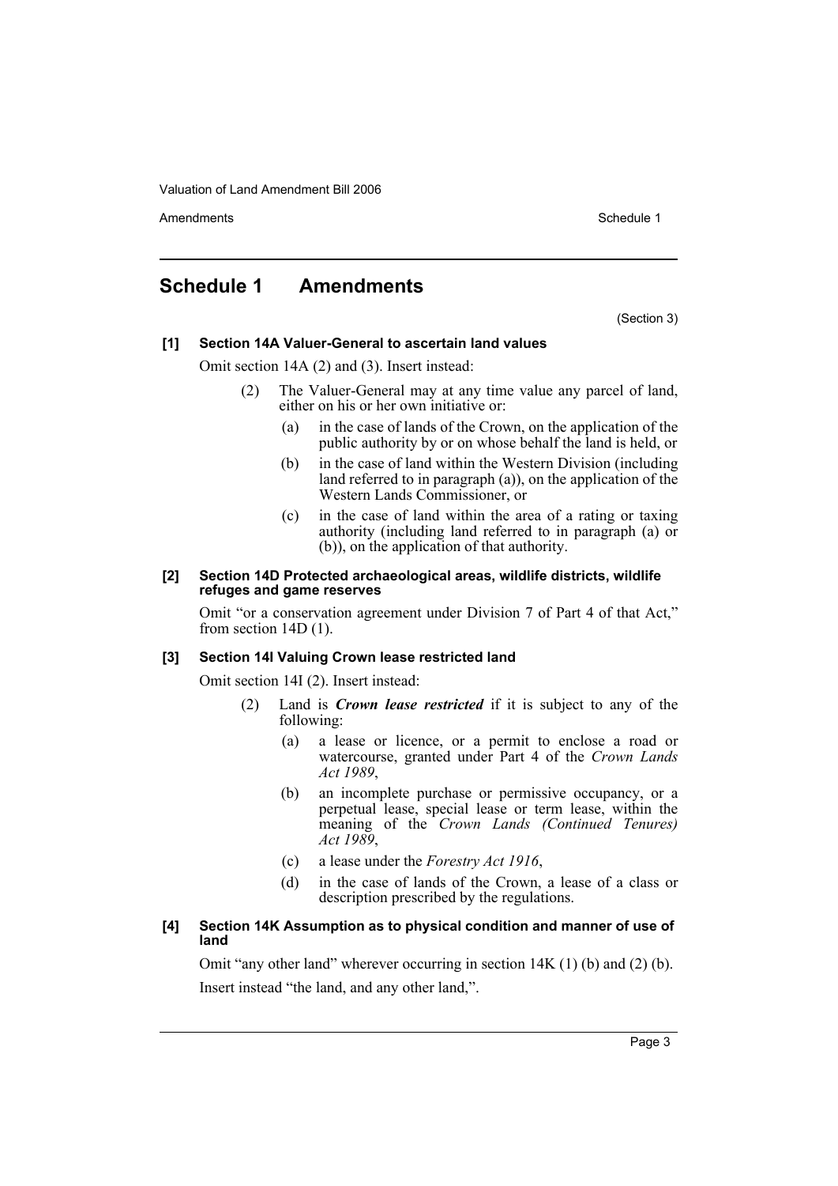## Schedule 1 Amendments

(Section 3)

### [1] Section 14A Valuer-General to ascertain land values

Omit section 14A (2) and (3). Insert instead:

> (2) The Valuer-General may at any time value any parcel of land, either on his or her own initiative or:
>
> (a) in the case of lands of the Crown, on the application of the public authority by or on whose behalf the land is held, or
>
> (b) in the case of land within the Western Division (including land referred to in paragraph (a)), on the application of the Western Lands Commissioner, or
>
> (c) in the case of land within the area of a rating or taxing authority (including land referred to in paragraph (a) or (b)), on the application of that authority.

### [2] Section 14D Protected archaeological areas, wildlife districts, wildlife refuges and game reserves

Omit "or a conservation agreement under Division 7 of Part 4 of that Act," from section 14D (1).

### [3] Section 14I Valuing Crown lease restricted land

Omit section 14I (2). Insert instead:

> (2) Land is ***Crown lease restricted*** if it is subject to any of the following:
>
> (a) a lease or licence, or a permit to enclose a road or watercourse, granted under Part 4 of the *Crown Lands Act 1989*,
>
> (b) an incomplete purchase or permissive occupancy, or a perpetual lease, special lease or term lease, within the meaning of the *Crown Lands (Continued Tenures) Act 1989*,
>
> (c) a lease under the *Forestry Act 1916*,
>
> (d) in the case of lands of the Crown, a lease of a class or description prescribed by the regulations.

### [4] Section 14K Assumption as to physical condition and manner of use of land

Omit "any other land" wherever occurring in section 14K (1) (b) and (2) (b).

Insert instead "the land, and any other land,".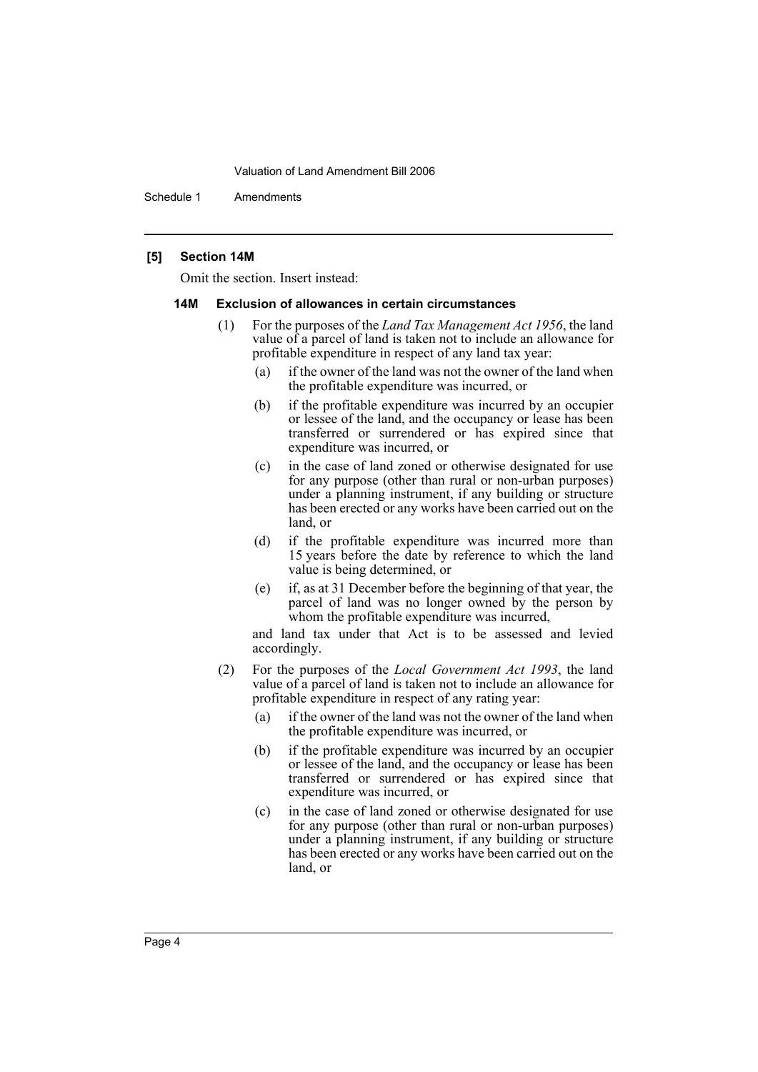### [5] Section 14M

Omit the section. Insert instead:

#### 14M Exclusion of allowances in certain circumstances

(1) For the purposes of the *Land Tax Management Act 1956*, the land value of a parcel of land is taken not to include an allowance for profitable expenditure in respect of any land tax year:

- (a) if the owner of the land was not the owner of the land when the profitable expenditure was incurred, or
- (b) if the profitable expenditure was incurred by an occupier or lessee of the land, and the occupancy or lease has been transferred or surrendered or has expired since that expenditure was incurred, or
- (c) in the case of land zoned or otherwise designated for use for any purpose (other than rural or non-urban purposes) under a planning instrument, if any building or structure has been erected or any works have been carried out on the land, or
- (d) if the profitable expenditure was incurred more than 15 years before the date by reference to which the land value is being determined, or
- (e) if, as at 31 December before the beginning of that year, the parcel of land was no longer owned by the person by whom the profitable expenditure was incurred,

and land tax under that Act is to be assessed and levied accordingly.

(2) For the purposes of the *Local Government Act 1993*, the land value of a parcel of land is taken not to include an allowance for profitable expenditure in respect of any rating year:

- (a) if the owner of the land was not the owner of the land when the profitable expenditure was incurred, or
- (b) if the profitable expenditure was incurred by an occupier or lessee of the land, and the occupancy or lease has been transferred or surrendered or has expired since that expenditure was incurred, or
- (c) in the case of land zoned or otherwise designated for use for any purpose (other than rural or non-urban purposes) under a planning instrument, if any building or structure has been erected or any works have been carried out on the land, or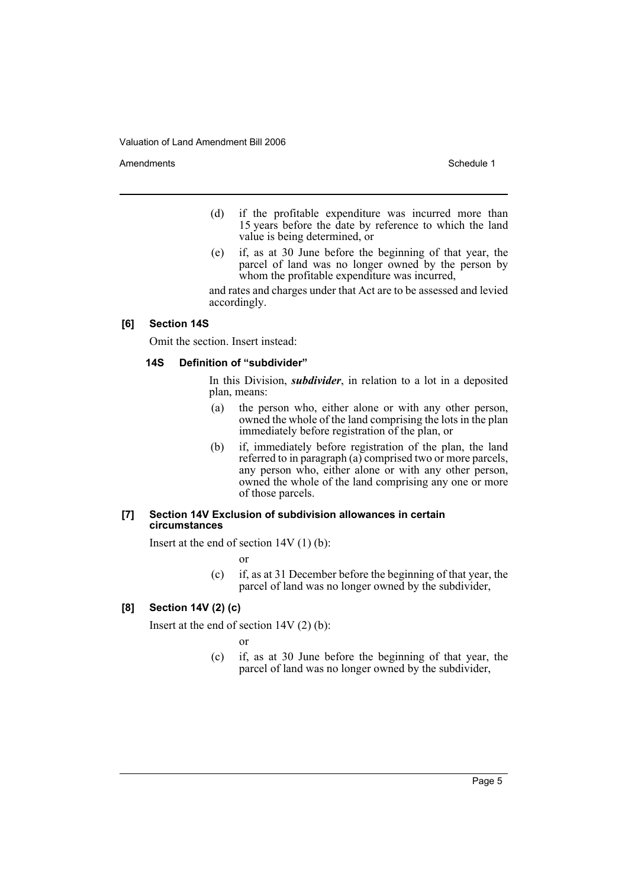(d) if the profitable expenditure was incurred more than 15 years before the date by reference to which the land value is being determined, or

(e) if, as at 30 June before the beginning of that year, the parcel of land was no longer owned by the person by whom the profitable expenditure was incurred,

and rates and charges under that Act are to be assessed and levied accordingly.

#### [6] Section 14S

Omit the section. Insert instead:

##### 14S Definition of "subdivider"

In this Division, ***subdivider***, in relation to a lot in a deposited plan, means:

(a) the person who, either alone or with any other person, owned the whole of the land comprising the lots in the plan immediately before registration of the plan, or

(b) if, immediately before registration of the plan, the land referred to in paragraph (a) comprised two or more parcels, any person who, either alone or with any other person, owned the whole of the land comprising any one or more of those parcels.

#### [7] Section 14V Exclusion of subdivision allowances in certain circumstances

Insert at the end of section 14V (1) (b):

or

(c) if, as at 31 December before the beginning of that year, the parcel of land was no longer owned by the subdivider,

#### [8] Section 14V (2) (c)

Insert at the end of section 14V (2) (b):

or

(c) if, as at 30 June before the beginning of that year, the parcel of land was no longer owned by the subdivider,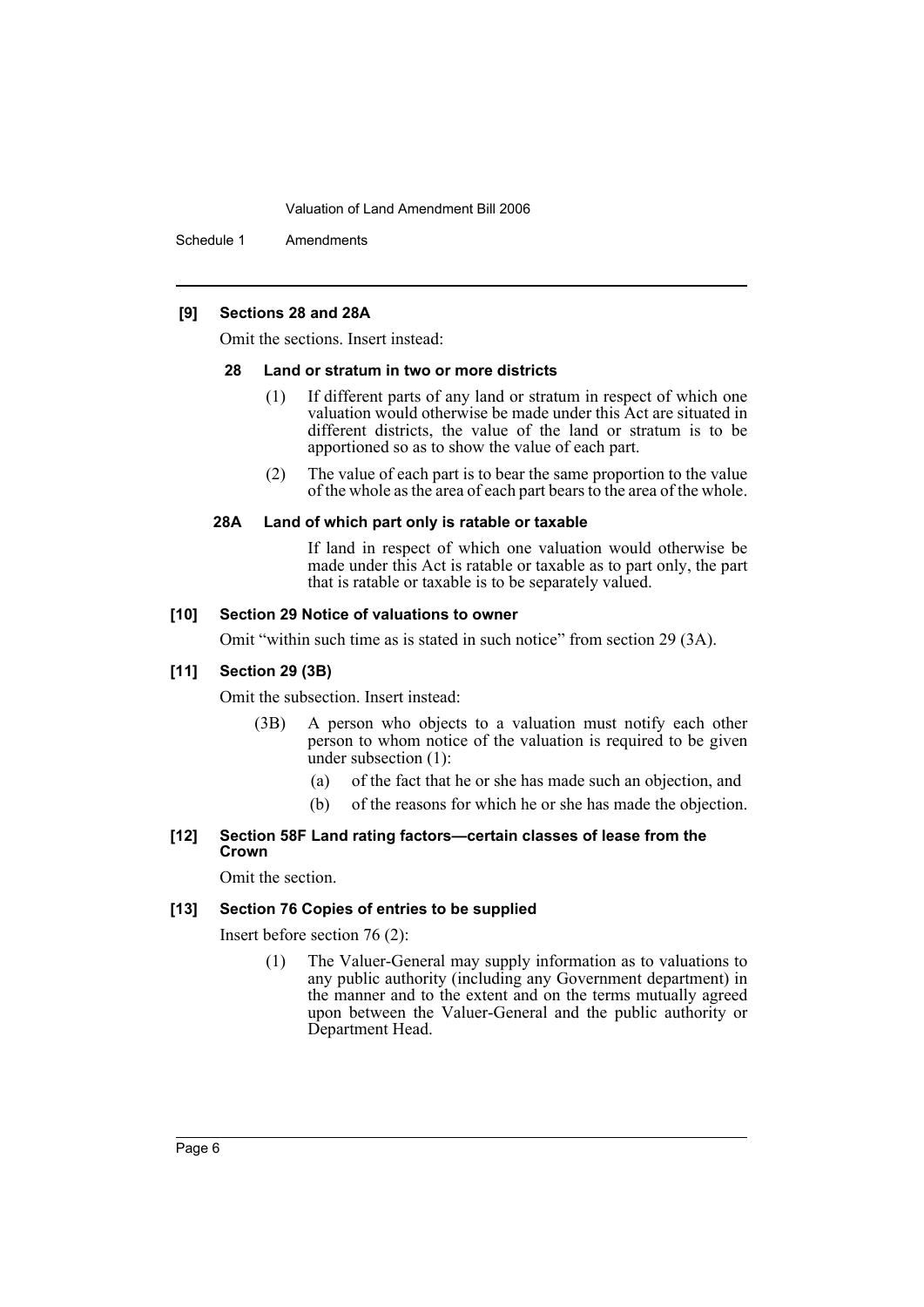**[9] Sections 28 and 28A**

Omit the sections. Insert instead:

**28 Land or stratum in two or more districts**

(1) If different parts of any land or stratum in respect of which one valuation would otherwise be made under this Act are situated in different districts, the value of the land or stratum is to be apportioned so as to show the value of each part.

(2) The value of each part is to bear the same proportion to the value of the whole as the area of each part bears to the area of the whole.

**28A Land of which part only is ratable or taxable**

If land in respect of which one valuation would otherwise be made under this Act is ratable or taxable as to part only, the part that is ratable or taxable is to be separately valued.

**[10] Section 29 Notice of valuations to owner**

Omit "within such time as is stated in such notice" from section 29 (3A).

**[11] Section 29 (3B)**

Omit the subsection. Insert instead:

(3B) A person who objects to a valuation must notify each other person to whom notice of the valuation is required to be given under subsection (1):

(a) of the fact that he or she has made such an objection, and

(b) of the reasons for which he or she has made the objection.

**[12] Section 58F Land rating factors—certain classes of lease from the Crown**

Omit the section.

**[13] Section 76 Copies of entries to be supplied**

Insert before section 76 (2):

(1) The Valuer-General may supply information as to valuations to any public authority (including any Government department) in the manner and to the extent and on the terms mutually agreed upon between the Valuer-General and the public authority or Department Head.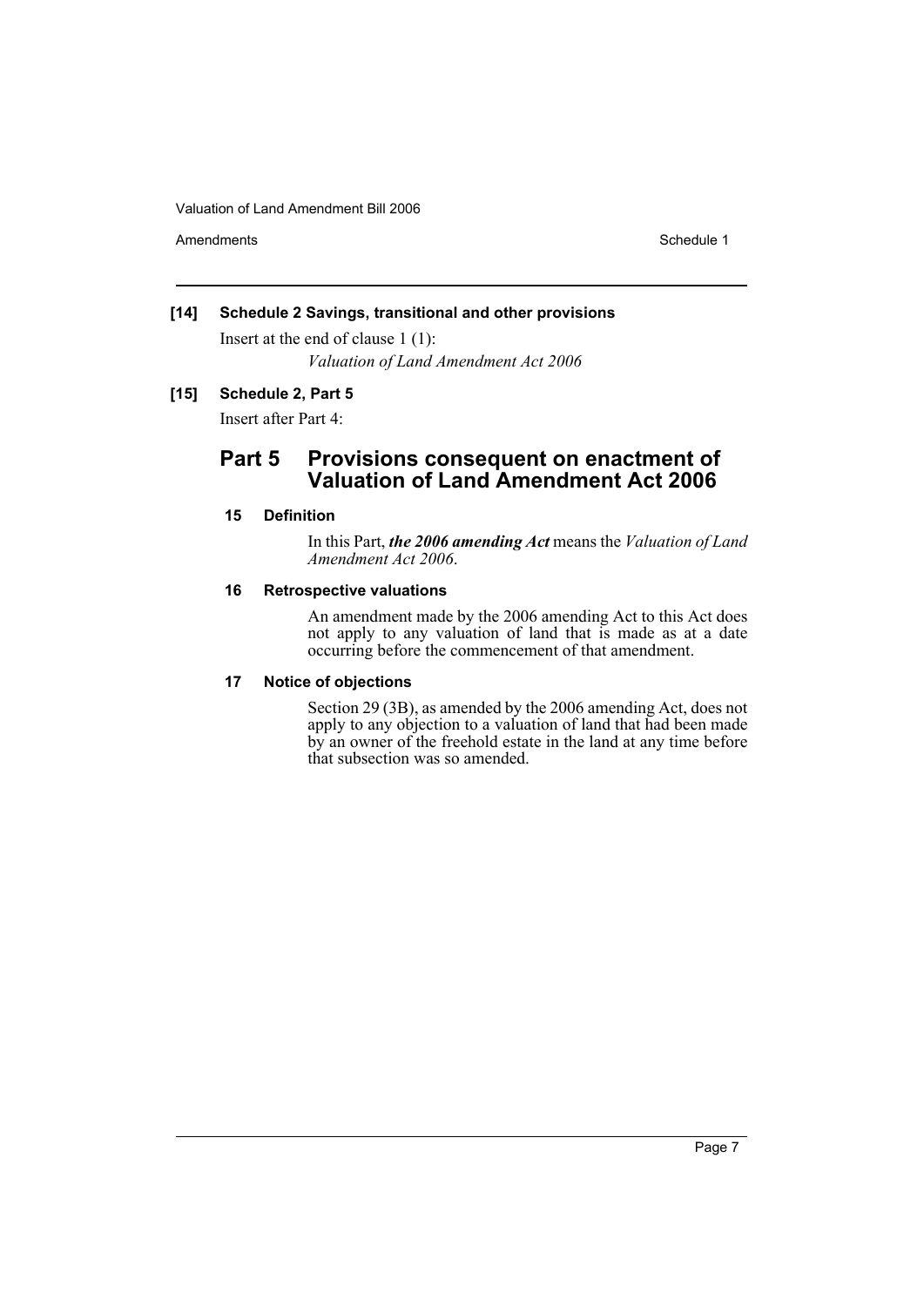**[14] Schedule 2 Savings, transitional and other provisions**

Insert at the end of clause 1 (1):

*Valuation of Land Amendment Act 2006*

**[15] Schedule 2, Part 5**

Insert after Part 4:

## Part 5 Provisions consequent on enactment of Valuation of Land Amendment Act 2006

### 15 Definition

In this Part, ***the 2006 amending Act*** means the *Valuation of Land Amendment Act 2006*.

### 16 Retrospective valuations

An amendment made by the 2006 amending Act to this Act does not apply to any valuation of land that is made as at a date occurring before the commencement of that amendment.

### 17 Notice of objections

Section 29 (3B), as amended by the 2006 amending Act, does not apply to any objection to a valuation of land that had been made by an owner of the freehold estate in the land at any time before that subsection was so amended.